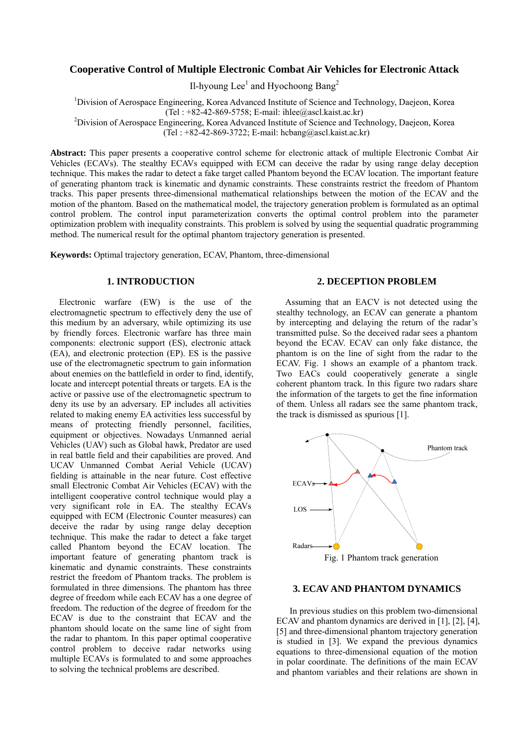# Cooperative Control of Multiple Electronic Combat Air Vehicles for Electronic Attack

Il-hyoung Lee[1] and Hyochoong Bang[2]

[1]Division of Aerospace Engineering, Korea Advanced Institute of Science and Technology, Daejeon, Korea
(Tel : +82-42-869-5758; E-mail: ihlee@ascl.kaist.ac.kr)

[2]Division of Aerospace Engineering, Korea Advanced Institute of Science and Technology, Daejeon, Korea
(Tel : +82-42-869-3722; E-mail: hcbang@ascl.kaist.ac.kr)

**Abstract:** This paper presents a cooperative control scheme for electronic attack of multiple Electronic Combat Air Vehicles (ECAVs). The stealthy ECAVs equipped with ECM can deceive the radar by using range delay deception technique. This makes the radar to detect a fake target called Phantom beyond the ECAV location. The important feature of generating phantom track is kinematic and dynamic constraints. These constraints restrict the freedom of Phantom tracks. This paper presents three-dimensional mathematical relationships between the motion of the ECAV and the motion of the phantom. Based on the mathematical model, the trajectory generation problem is formulated as an optimal control problem. The control input parameterization converts the optimal control problem into the parameter optimization problem with inequality constraints. This problem is solved by using the sequential quadratic programming method. The numerical result for the optimal phantom trajectory generation is presented.

**Keywords:** Optimal trajectory generation, ECAV, Phantom, three-dimensional

## 1. INTRODUCTION

Electronic warfare (EW) is the use of the electromagnetic spectrum to effectively deny the use of this medium by an adversary, while optimizing its use by friendly forces. Electronic warfare has three main components: electronic support (ES), electronic attack (EA), and electronic protection (EP). ES is the passive use of the electromagnetic spectrum to gain information about enemies on the battlefield in order to find, identify, locate and intercept potential threats or targets. EA is the active or passive use of the electromagnetic spectrum to deny its use by an adversary. EP includes all activities related to making enemy EA activities less successful by means of protecting friendly personnel, facilities, equipment or objectives. Nowadays Unmanned aerial Vehicles (UAV) such as Global hawk, Predator are used in real battle field and their capabilities are proved. And UCAV Unmanned Combat Aerial Vehicle (UCAV) fielding is attainable in the near future. Cost effective small Electronic Combat Air Vehicles (ECAV) with the intelligent cooperative control technique would play a very significant role in EA. The stealthy ECAVs equipped with ECM (Electronic Counter measures) can deceive the radar by using range delay deception technique. This make the radar to detect a fake target called Phantom beyond the ECAV location. The important feature of generating phantom track is kinematic and dynamic constraints. These constraints restrict the freedom of Phantom tracks. The problem is formulated in three dimensions. The phantom has three degree of freedom while each ECAV has a one degree of freedom. The reduction of the degree of freedom for the ECAV is due to the constraint that ECAV and the phantom should locate on the same line of sight from the radar to phantom. In this paper optimal cooperative control problem to deceive radar networks using multiple ECAVs is formulated to and some approaches to solving the technical problems are described.

## 2. DECEPTION PROBLEM

Assuming that an EACV is not detected using the stealthy technology, an ECAV can generate a phantom by intercepting and delaying the return of the radar's transmitted pulse. So the deceived radar sees a phantom beyond the ECAV. ECAV can only fake distance, the phantom is on the line of sight from the radar to the ECAV. Fig. 1 shows an example of a phantom track. Two EACs could cooperatively generate a single coherent phantom track. In this figure two radars share the information of the targets to get the fine information of them. Unless all radars see the same phantom track, the track is dismissed as spurious [1].

Phantom track

ECAVs

LOS

Radars

Fig. 1 Phantom track generation

## 3. ECAV AND PHANTOM DYNAMICS

In previous studies on this problem two-dimensional ECAV and phantom dynamics are derived in [1], [2], [4], [5] and three-dimensional phantom trajectory generation is studied in [3]. We expand the previous dynamics equations to three-dimensional equation of the motion in polar coordinate. The definitions of the main ECAV and phantom variables and their relations are shown in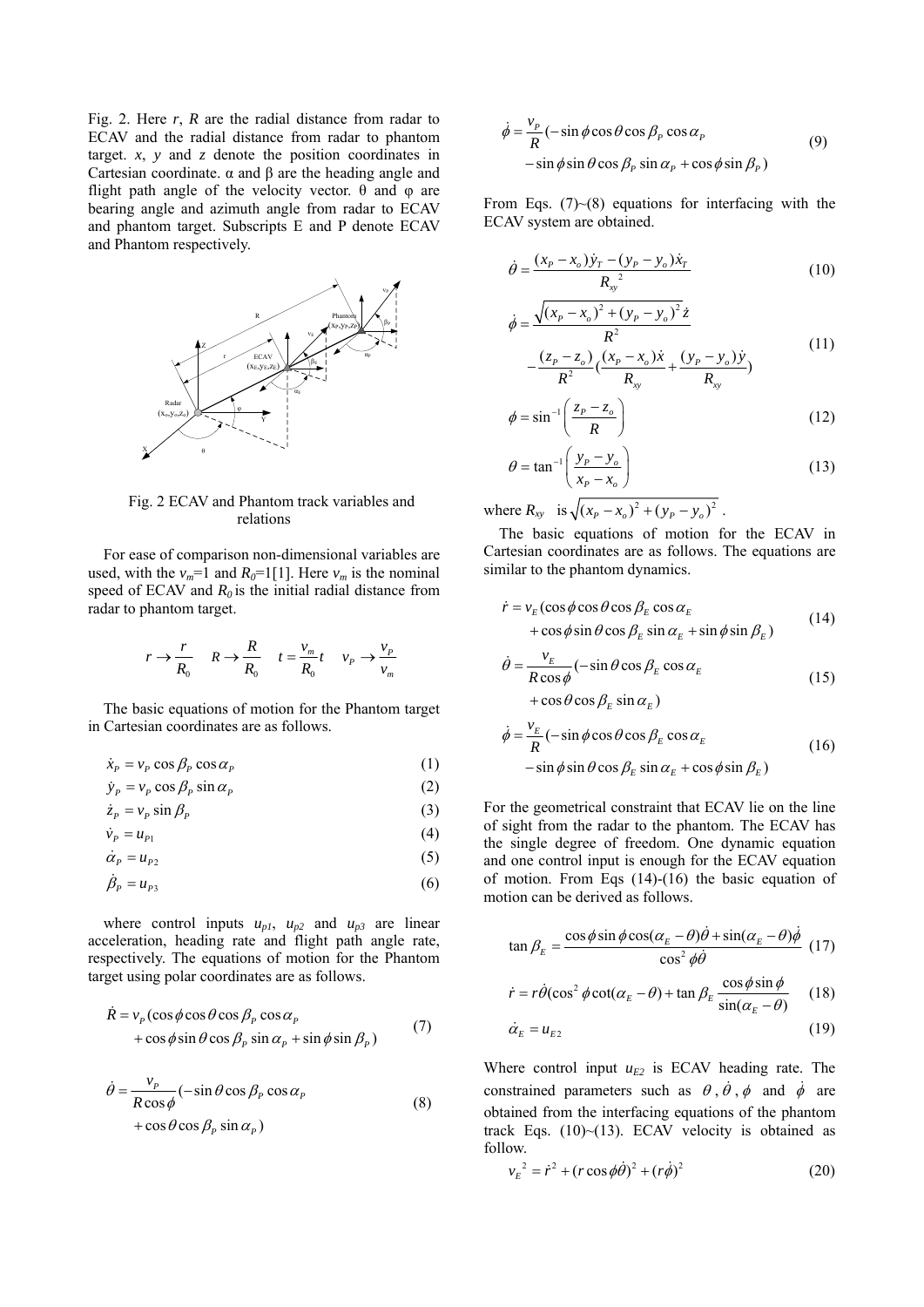Fig. 2. Here $r$, $R$ are the radial distance from radar to ECAV and the radial distance from radar to phantom target. $x$, $y$ and $z$ denote the position coordinates in Cartesian coordinate. α and β are the heading angle and flight path angle of the velocity vector. θ and φ are bearing angle and azimuth angle from radar to ECAV and phantom target. Subscripts E and P denote ECAV and Phantom respectively.

Fig. 2 ECAV and Phantom track variables and relations

For ease of comparison non-dimensional variables are used, with the $v_m$=1 and $R_0$=1[1]. Here $v_m$ is the nominal speed of ECAV and $R_0$ is the initial radial distance from radar to phantom target.

$$r \rightarrow \frac{r}{R_0} \quad R \rightarrow \frac{R}{R_0} \quad t = \frac{v_m}{R_0} t \quad v_P \rightarrow \frac{v_P}{v_m}$$

The basic equations of motion for the Phantom target in Cartesian coordinates are as follows.

$$\dot{x}_P = v_P \cos\beta_P \cos\alpha_P \tag{1}$$

$$\dot{y}_P = v_P \cos\beta_P \sin\alpha_P \tag{2}$$

$$\dot{z}_P = v_P \sin\beta_P \tag{3}$$

$$\dot{v}_P = u_{P1} \tag{4}$$

$$\dot{\alpha}_P = u_{P2} \tag{5}$$

$$\dot{\beta}_P = u_{P3} \tag{6}$$

where control inputs $u_{p1}$, $u_{p2}$ and $u_{p3}$ are linear acceleration, heading rate and flight path angle rate, respectively. The equations of motion for the Phantom target using polar coordinates are as follows.

$$\begin{aligned}\dot{R} = v_P(&\cos\phi\cos\theta\cos\beta_P\cos\alpha_P \\ &+ \cos\phi\sin\theta\cos\beta_P\sin\alpha_P + \sin\phi\sin\beta_P)\end{aligned} \tag{7}$$

$$\begin{aligned}\dot{\theta} = \frac{v_P}{R\cos\phi}(&-\sin\theta\cos\beta_P\cos\alpha_P \\ &+ \cos\theta\cos\beta_P\sin\alpha_P)\end{aligned} \tag{8}$$

$$\begin{aligned}\dot{\phi} = \frac{v_P}{R}(&-\sin\phi\cos\theta\cos\beta_P\cos\alpha_P \\ &- \sin\phi\sin\theta\cos\beta_P\sin\alpha_P + \cos\phi\sin\beta_P)\end{aligned} \tag{9}$$

From Eqs. (7)~(8) equations for interfacing with the ECAV system are obtained.

$$\dot{\theta} = \frac{(x_P - x_o)\dot{y}_T - (y_P - y_o)\dot{x}_T}{R_{xy}^{\ 2}} \tag{10}$$

$$\begin{aligned}\dot{\phi} = &\frac{\sqrt{(x_P - x_o)^2 + (y_P - y_o)^2}\,\dot{z}}{R^2} \\ &- \frac{(z_P - z_o)}{R^2}\left(\frac{(x_P - x_o)\dot{x}}{R_{xy}} + \frac{(y_P - y_o)\dot{y}}{R_{xy}}\right)\end{aligned} \tag{11}$$

$$\phi = \sin^{-1}\left(\frac{z_P - z_o}{R}\right) \tag{12}$$

$$\theta = \tan^{-1}\left(\frac{y_P - y_o}{x_P - x_o}\right) \tag{13}$$

where $R_{xy}$ is $\sqrt{(x_P - x_o)^2 + (y_P - y_o)^2}$.

The basic equations of motion for the ECAV in Cartesian coordinates are as follows. The equations are similar to the phantom dynamics.

$$\begin{aligned}\dot{r} = v_E(&\cos\phi\cos\theta\cos\beta_E\cos\alpha_E \\ &+ \cos\phi\sin\theta\cos\beta_E\sin\alpha_E + \sin\phi\sin\beta_E)\end{aligned} \tag{14}$$

$$\begin{aligned}\dot{\theta} = \frac{v_E}{R\cos\phi}(&-\sin\theta\cos\beta_E\cos\alpha_E \\ &+ \cos\theta\cos\beta_E\sin\alpha_E)\end{aligned} \tag{15}$$

$$\begin{aligned}\dot{\phi} = \frac{v_E}{R}(&-\sin\phi\cos\theta\cos\beta_E\cos\alpha_E \\ &- \sin\phi\sin\theta\cos\beta_E\sin\alpha_E + \cos\phi\sin\beta_E)\end{aligned} \tag{16}$$

For the geometrical constraint that ECAV lie on the line of sight from the radar to the phantom. The ECAV has the single degree of freedom. One dynamic equation and one control input is enough for the ECAV equation of motion. From Eqs (14)-(16) the basic equation of motion can be derived as follows.

$$\tan\beta_E = \frac{\cos\phi\sin\phi\cos(\alpha_E - \theta)\dot{\theta} + \sin(\alpha_E - \theta)\dot{\phi}}{\cos^2\phi\dot{\theta}} \tag{17}$$

$$\dot{r} = r\dot{\theta}(\cos^2\phi\cot(\alpha_E - \theta) + \tan\beta_E\frac{\cos\phi\sin\phi}{\sin(\alpha_E - \theta)} \tag{18}$$

$$\dot{\alpha}_E = u_{E2} \tag{19}$$

Where control input $u_{E2}$ is ECAV heading rate. The constrained parameters such as $\theta$, $\dot{\theta}$, $\phi$ and $\dot{\phi}$ are obtained from the interfacing equations of the phantom track Eqs. (10)~(13). ECAV velocity is obtained as follow.

$$v_E^{\ 2} = \dot{r}^2 + (r\cos\phi\dot{\theta})^2 + (r\dot{\phi})^2 \tag{20}$$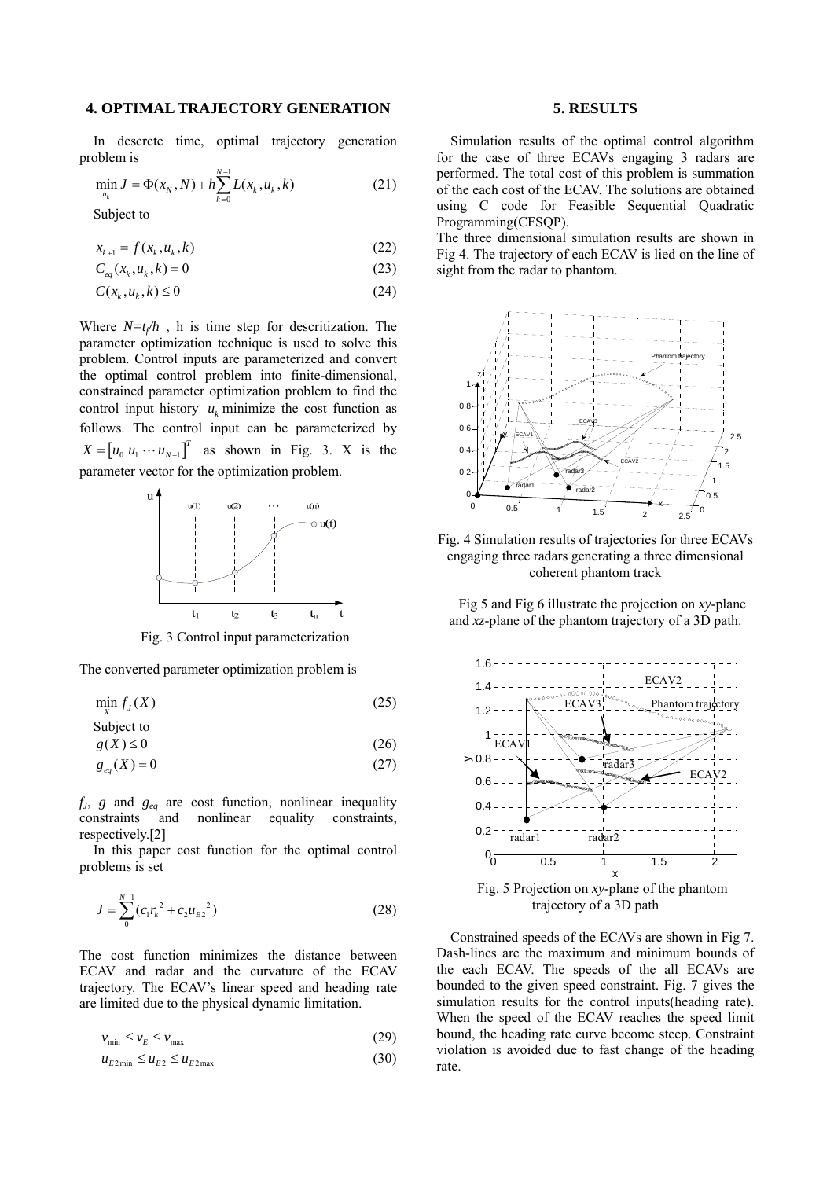## 4. OPTIMAL TRAJECTORY GENERATION

In descrete time, optimal trajectory generation problem is

$$\min_{u_k} J = \Phi(x_N, N) + h\sum_{k=0}^{N-1} L(x_k, u_k, k) \tag{21}$$

Subject to

$$x_{k+1} = f(x_k, u_k, k) \tag{22}$$

$$C_{eq}(x_k, u_k, k) = 0 \tag{23}$$

$$C(x_k, u_k, k) \le 0 \tag{24}$$

Where $N=t_f/h$ , h is time step for descritization. The parameter optimization technique is used to solve this problem. Control inputs are parameterized and convert the optimal control problem into finite-dimensional, constrained parameter optimization problem to find the control input history $u_k$ minimize the cost function as follows. The control input can be parameterized by $X = [u_0 \; u_1 \cdots u_{N-1}]^T$ as shown in Fig. 3. X is the parameter vector for the optimization problem.

Fig. 3 Control input parameterization

The converted parameter optimization problem is

$$\min_X f_J(X) \tag{25}$$

Subject to

$$g(X) \le 0 \tag{26}$$

$$g_{eq}(X) = 0 \tag{27}$$

$f_J$, $g$ and $g_{eq}$ are cost function, nonlinear inequality constraints and nonlinear equality constraints, respectively.[2]

In this paper cost function for the optimal control problems is set

$$J = \sum_0^{N-1} (c_1 {r_k}^2 + c_2 {u_{E2}}^2) \tag{28}$$

The cost function minimizes the distance between ECAV and radar and the curvature of the ECAV trajectory. The ECAV's linear speed and heading rate are limited due to the physical dynamic limitation.

$$v_{\min} \le v_E \le v_{\max} \tag{29}$$

$$u_{E2\min} \le u_{E2} \le u_{E2\max} \tag{30}$$

## 5. RESULTS

Simulation results of the optimal control algorithm for the case of three ECAVs engaging 3 radars are performed. The total cost of this problem is summation of the each cost of the ECAV. The solutions are obtained using C code for Feasible Sequential Quadratic Programming(CFSQP).

The three dimensional simulation results are shown in Fig 4. The trajectory of each ECAV is lied on the line of sight from the radar to phantom.

Fig. 4 Simulation results of trajectories for three ECAVs engaging three radars generating a three dimensional coherent phantom track

Fig 5 and Fig 6 illustrate the projection on *xy*-plane and *xz*-plane of the phantom trajectory of a 3D path.

Fig. 5 Projection on *xy*-plane of the phantom trajectory of a 3D path

Constrained speeds of the ECAVs are shown in Fig 7. Dash-lines are the maximum and minimum bounds of the each ECAV. The speeds of the all ECAVs are bounded to the given speed constraint. Fig. 7 gives the simulation results for the control inputs(heading rate). When the speed of the ECAV reaches the speed limit bound, the heading rate curve become steep. Constraint violation is avoided due to fast change of the heading rate.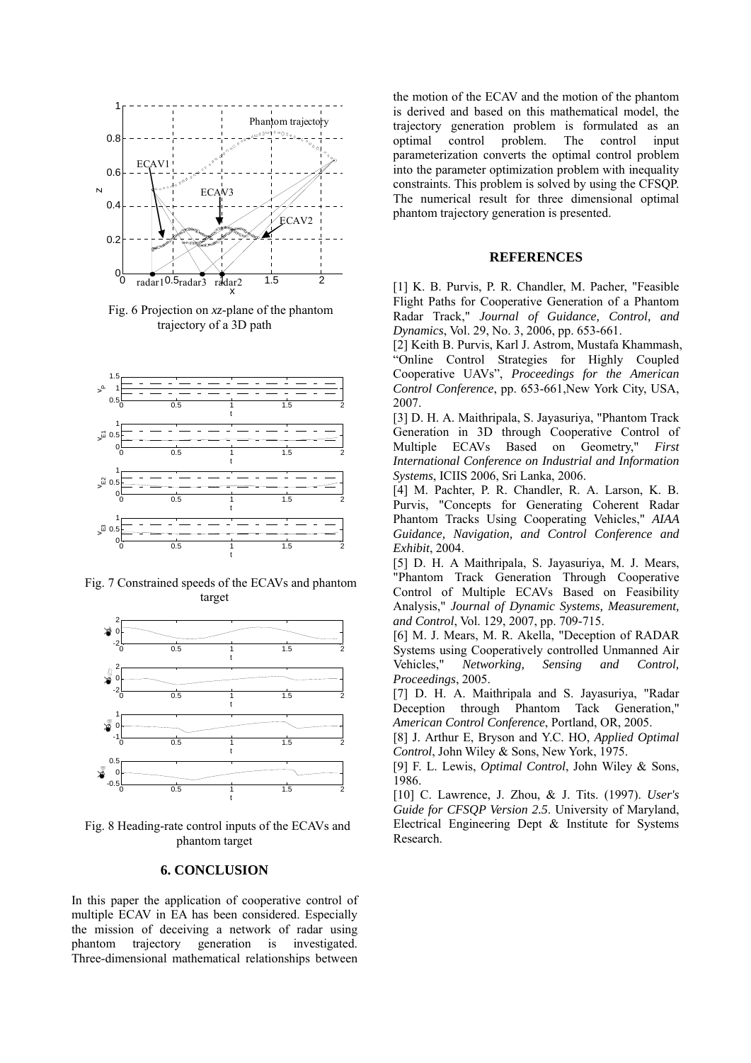1
0.8
0.6
0.4
0.2
0
z
0
0.5
1.5
2
x
radar1
radar3
radar2
Phantom trajectory
ECAV1
ECAV3
ECAV2

Fig. 6 Projection on *xz*-plane of the phantom trajectory of a 3D path

$v_P$
$v_{E1}$
$v_{E2}$
$v_{E3}$
t

Fig. 7 Constrained speeds of the ECAVs and phantom target

t

Fig. 8 Heading-rate control inputs of the ECAVs and phantom target

## 6. CONCLUSION

In this paper the application of cooperative control of multiple ECAV in EA has been considered. Especially the mission of deceiving a network of radar using phantom trajectory generation is investigated. Three-dimensional mathematical relationships between the motion of the ECAV and the motion of the phantom is derived and based on this mathematical model, the trajectory generation problem is formulated as an optimal control problem. The control input parameterization converts the optimal control problem into the parameter optimization problem with inequality constraints. This problem is solved by using the CFSQP. The numerical result for three dimensional optimal phantom trajectory generation is presented.

## REFERENCES

[1] K. B. Purvis, P. R. Chandler, M. Pacher, "Feasible Flight Paths for Cooperative Generation of a Phantom Radar Track," *Journal of Guidance, Control, and Dynamics*, Vol. 29, No. 3, 2006, pp. 653-661.

[2] Keith B. Purvis, Karl J. Astrom, Mustafa Khammash, "Online Control Strategies for Highly Coupled Cooperative UAVs", *Proceedings for the American Control Conference*, pp. 653-661,New York City, USA, 2007.

[3] D. H. A. Maithripala, S. Jayasuriya, "Phantom Track Generation in 3D through Cooperative Control of Multiple ECAVs Based on Geometry," *First International Conference on Industrial and Information Systems*, ICIIS 2006, Sri Lanka, 2006.

[4] M. Pachter, P. R. Chandler, R. A. Larson, K. B. Purvis, "Concepts for Generating Coherent Radar Phantom Tracks Using Cooperating Vehicles," *AIAA Guidance, Navigation, and Control Conference and Exhibit*, 2004.

[5] D. H. A Maithripala, S. Jayasuriya, M. J. Mears, "Phantom Track Generation Through Cooperative Control of Multiple ECAVs Based on Feasibility Analysis," *Journal of Dynamic Systems, Measurement, and Control*, Vol. 129, 2007, pp. 709-715.

[6] M. J. Mears, M. R. Akella, "Deception of RADAR Systems using Cooperatively controlled Unmanned Air Vehicles," *Networking, Sensing and Control, Proceedings*, 2005.

[7] D. H. A. Maithripala and S. Jayasuriya, "Radar Deception through Phantom Tack Generation," *American Control Conference*, Portland, OR, 2005.

[8] J. Arthur E, Bryson and Y.C. HO, *Applied Optimal Control*, John Wiley & Sons, New York, 1975.

[9] F. L. Lewis, *Optimal Control*, John Wiley & Sons, 1986.

[10] C. Lawrence, J. Zhou, & J. Tits. (1997). *User's Guide for CFSQP Version 2.5*. University of Maryland, Electrical Engineering Dept & Institute for Systems Research.